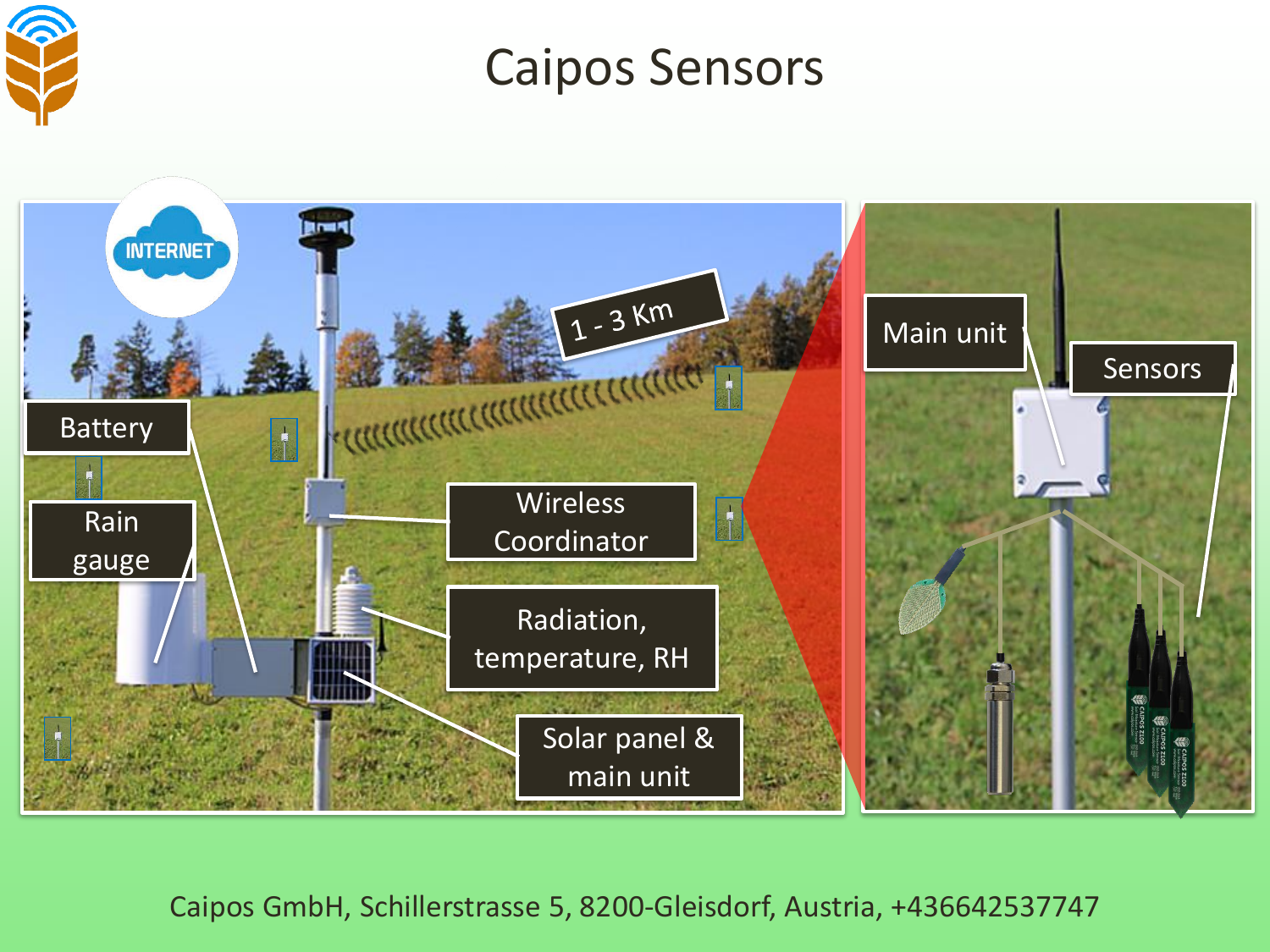# Caipos Sensors

INTERNET

1 - 3 Km

Battery

Rain gauge

Wireless Coordinator

Radiation, temperature, RH

Solar panel & main unit

Main unit

Sensors

Caipos GmbH, Schillerstrasse 5, 8200-Gleisdorf, Austria, +436642537747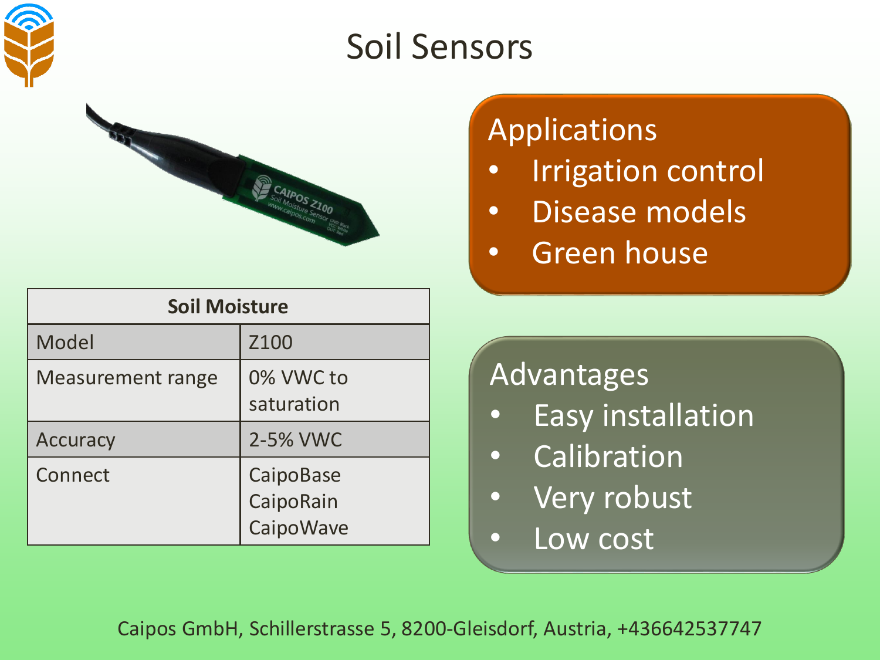# Soil Sensors

| Soil Moisture | |
|---|---|
| Model | Z100 |
| Measurement range | 0% VWC to saturation |
| Accuracy | 2-5% VWC |
| Connect | CaipoBase<br>CaipoRain<br>CaipoWave |

## Applications

- Irrigation control
- Disease models
- Green house

## Advantages

- Easy installation
- Calibration
- Very robust
- Low cost

Caipos GmbH, Schillerstrasse 5, 8200-Gleisdorf, Austria, +436642537747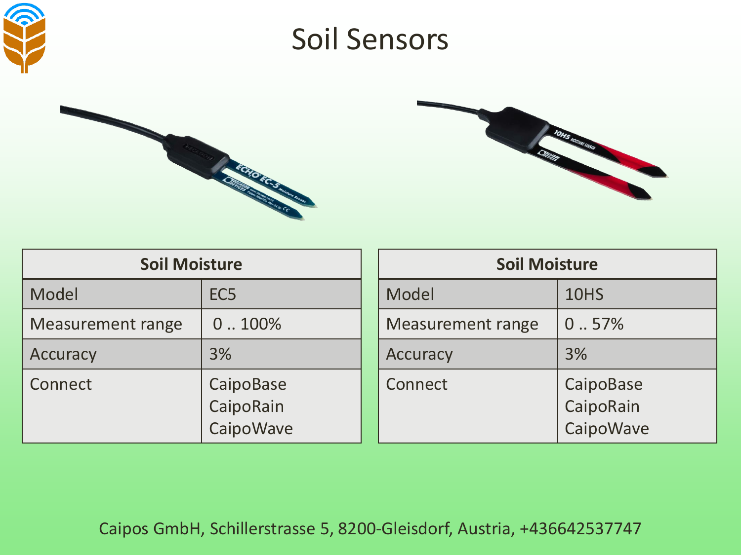# Soil Sensors

| Soil Moisture | |
|---|---|
| Model | EC5 |
| Measurement range | 0 .. 100% |
| Accuracy | 3% |
| Connect | CaipoBase<br>CaipoRain<br>CaipoWave |

| Soil Moisture | |
|---|---|
| Model | 10HS |
| Measurement range | 0 .. 57% |
| Accuracy | 3% |
| Connect | CaipoBase<br>CaipoRain<br>CaipoWave |

Caipos GmbH, Schillerstrasse 5, 8200-Gleisdorf, Austria, +436642537747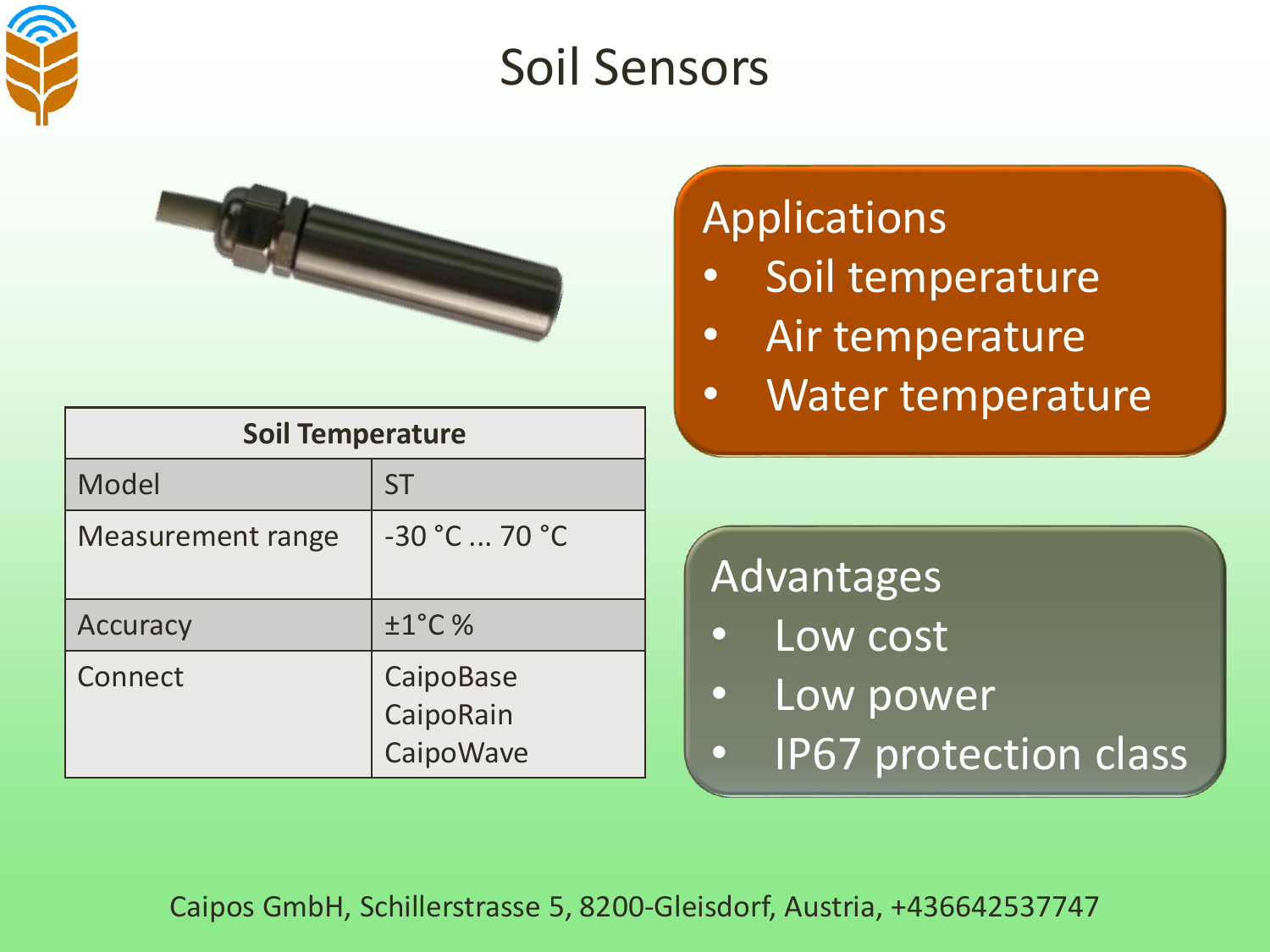# Soil Sensors

| Soil Temperature | |
|---|---|
| Model | ST |
| Measurement range | -30 °C ... 70 °C |
| Accuracy | ±1°C % |
| Connect | CaipoBase<br>CaipoRain<br>CaipoWave |

**Applications**

- Soil temperature
- Air temperature
- Water temperature

**Advantages**

- Low cost
- Low power
- IP67 protection class

Caipos GmbH, Schillerstrasse 5, 8200-Gleisdorf, Austria, +436642537747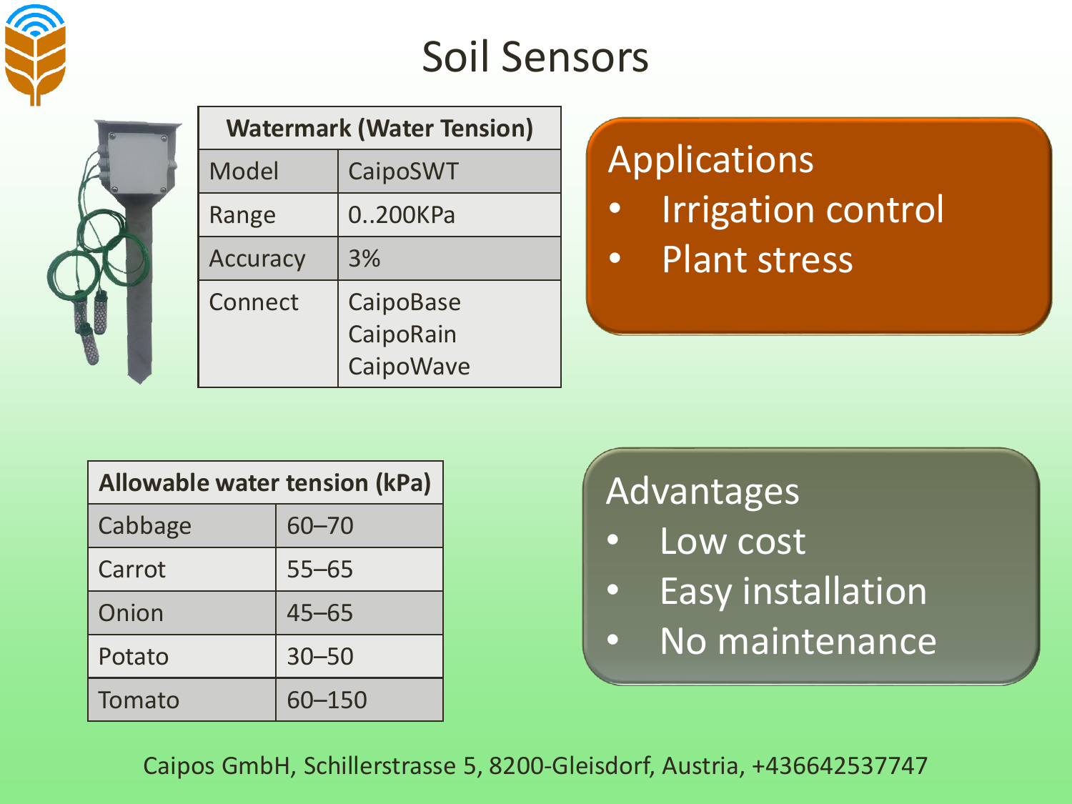# Soil Sensors

| Watermark (Water Tension) | |
|---|---|
| Model | CaipoSWT |
| Range | 0..200KPa |
| Accuracy | 3% |
| Connect | CaipoBase<br>CaipoRain<br>CaipoWave |

## Applications

- Irrigation control
- Plant stress

| Allowable water tension (kPa) | |
|---|---|
| Cabbage | 60–70 |
| Carrot | 55–65 |
| Onion | 45–65 |
| Potato | 30–50 |
| Tomato | 60–150 |

## Advantages

- Low cost
- Easy installation
- No maintenance

Caipos GmbH, Schillerstrasse 5, 8200-Gleisdorf, Austria, +436642537747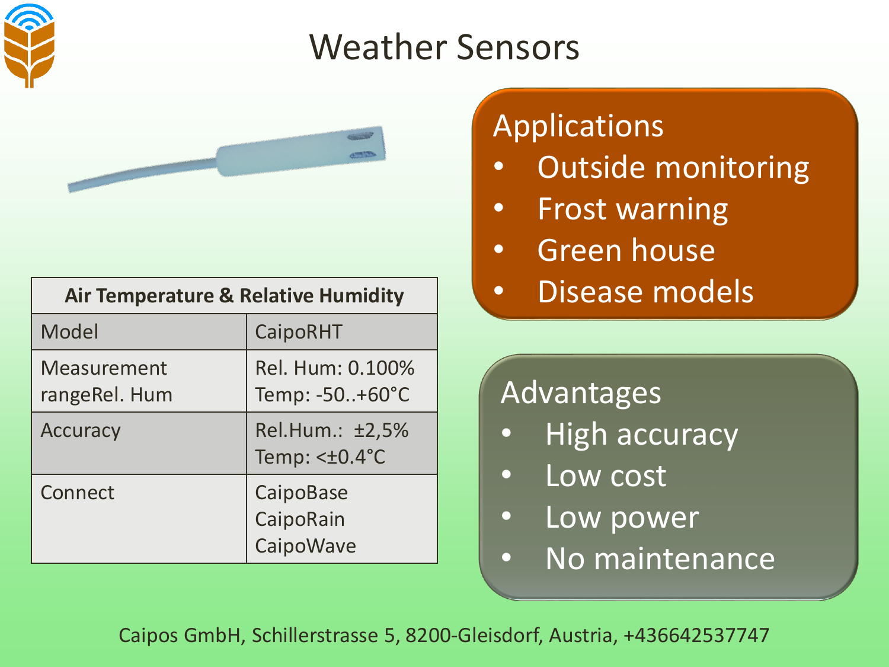# Weather Sensors

| Air Temperature & Relative Humidity | |
|---|---|
| Model | CaipoRHT |
| Measurement rangeRel. Hum | Rel. Hum: 0.100%<br>Temp: -50..+60°C |
| Accuracy | Rel.Hum.: ±2,5%<br>Temp: <±0.4°C |
| Connect | CaipoBase<br>CaipoRain<br>CaipoWave |

## Applications

- Outside monitoring
- Frost warning
- Green house
- Disease models

## Advantages

- High accuracy
- Low cost
- Low power
- No maintenance

Caipos GmbH, Schillerstrasse 5, 8200-Gleisdorf, Austria, +436642537747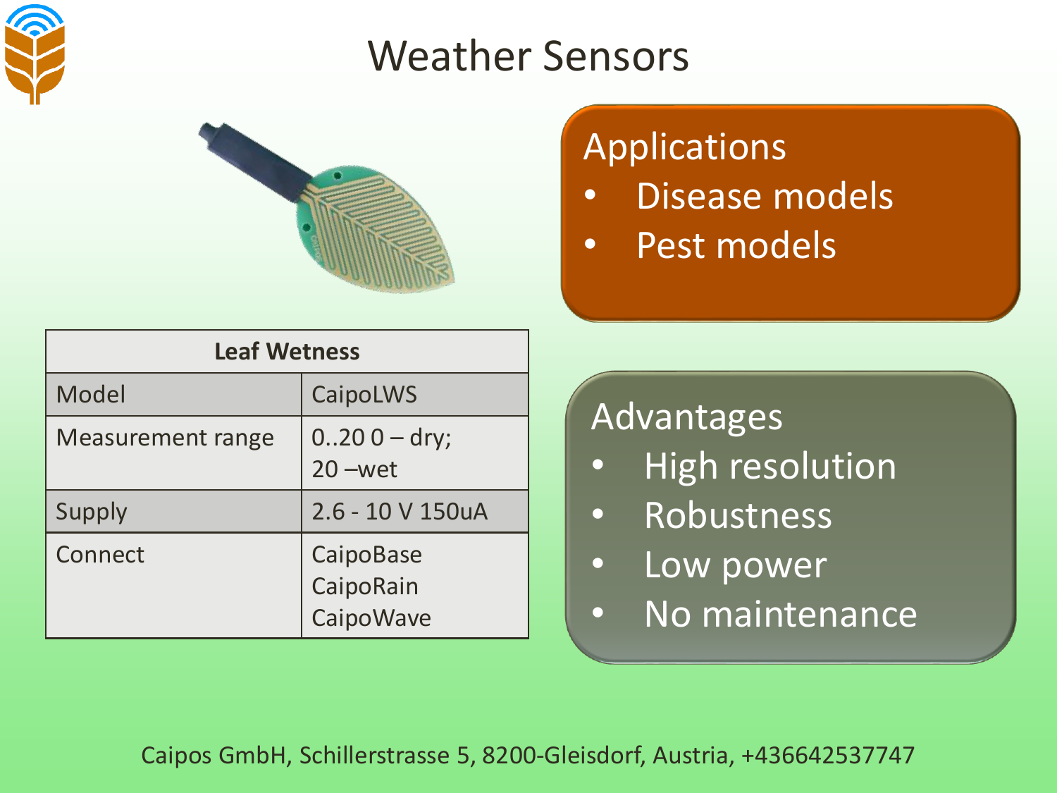# Weather Sensors

| Leaf Wetness | |
|---|---|
| Model | CaipoLWS |
| Measurement range | 0..20 0 – dry; 20 –wet |
| Supply | 2.6 - 10 V 150uA |
| Connect | CaipoBase CaipoRain CaipoWave |

## Applications

- Disease models
- Pest models

## Advantages

- High resolution
- Robustness
- Low power
- No maintenance

Caipos GmbH, Schillerstrasse 5, 8200-Gleisdorf, Austria, +436642537747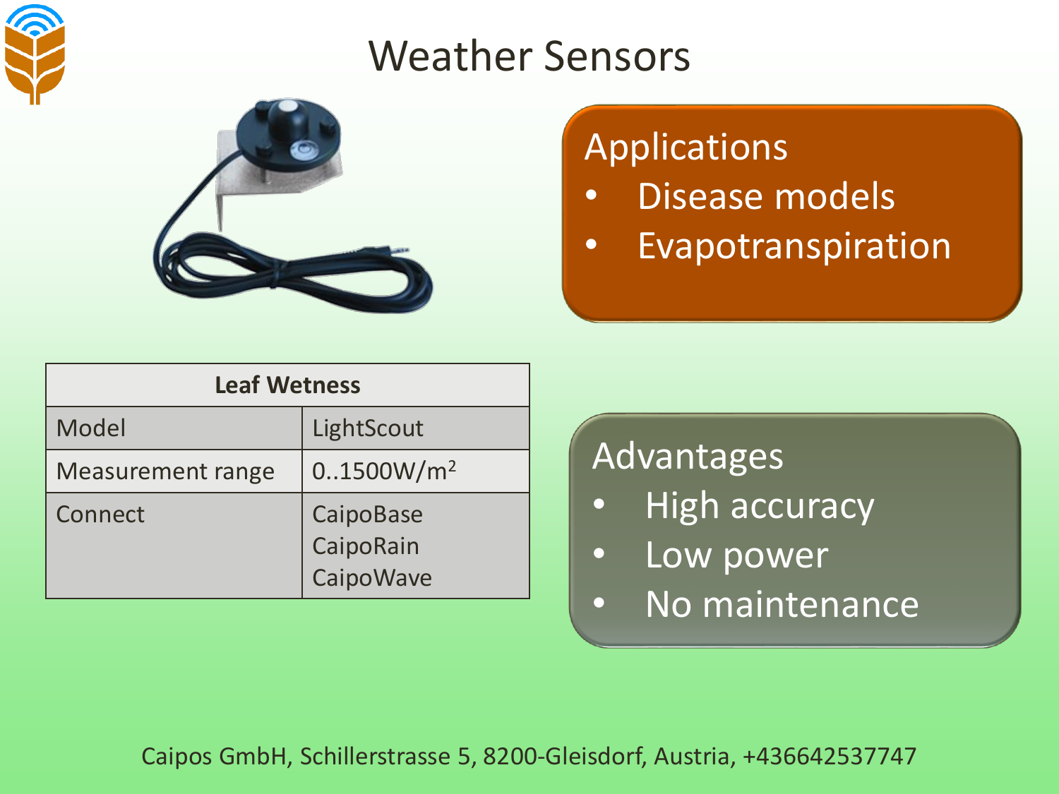# Weather Sensors

**Applications**
- Disease models
- Evapotranspiration

| Leaf Wetness | |
|---|---|
| Model | LightScout |
| Measurement range | 0..1500W/m$^2$ |
| Connect | CaipoBase<br>CaipoRain<br>CaipoWave |

**Advantages**
- High accuracy
- Low power
- No maintenance

Caipos GmbH, Schillerstrasse 5, 8200-Gleisdorf, Austria, +436642537747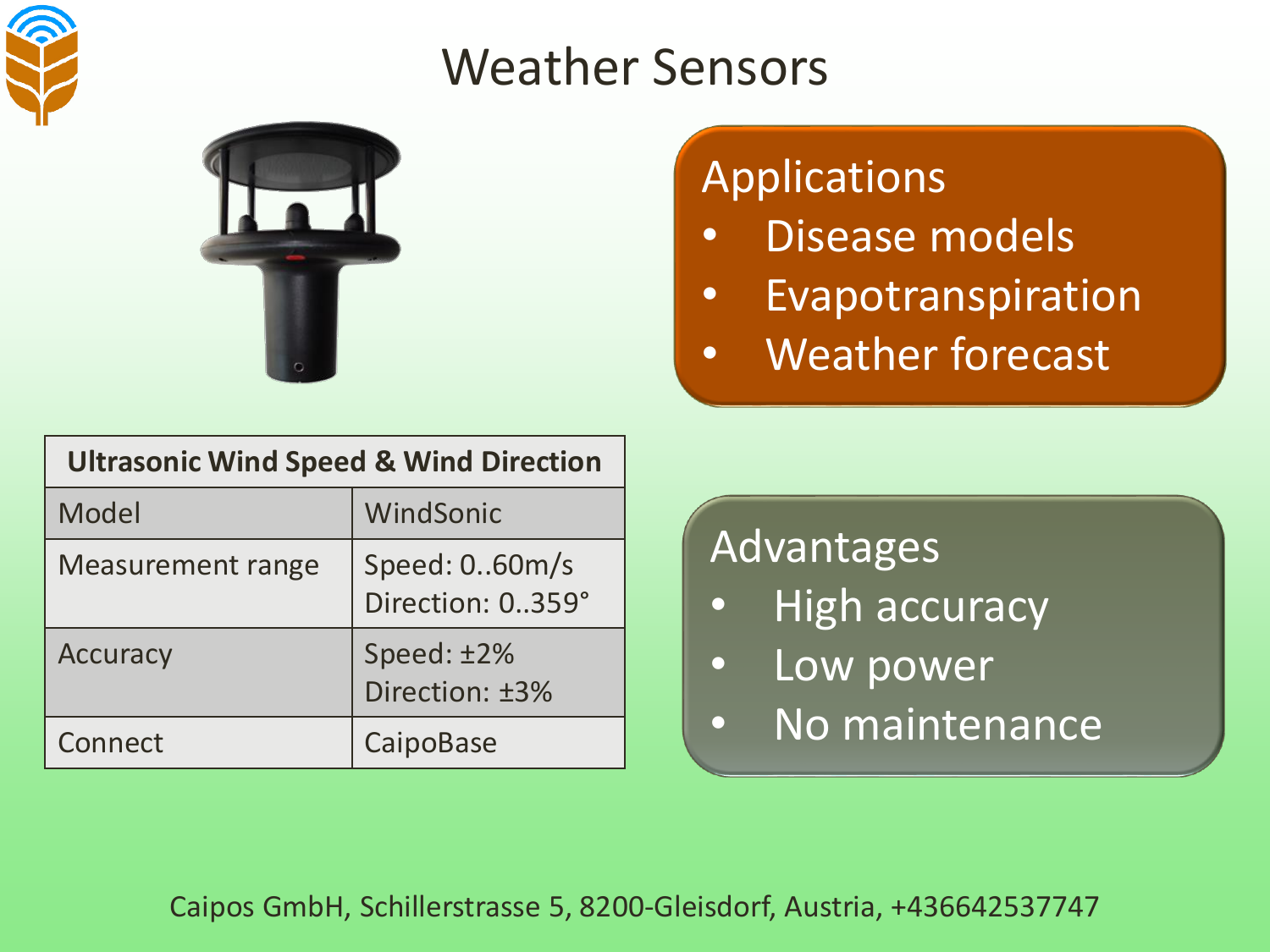# Weather Sensors

| Ultrasonic Wind Speed & Wind Direction | |
|---|---|
| Model | WindSonic |
| Measurement range | Speed: 0..60m/s<br>Direction: 0..359° |
| Accuracy | Speed: ±2%<br>Direction: ±3% |
| Connect | CaipoBase |

**Applications**

- Disease models
- Evapotranspiration
- Weather forecast

**Advantages**

- High accuracy
- Low power
- No maintenance

Caipos GmbH, Schillerstrasse 5, 8200-Gleisdorf, Austria, +436642537747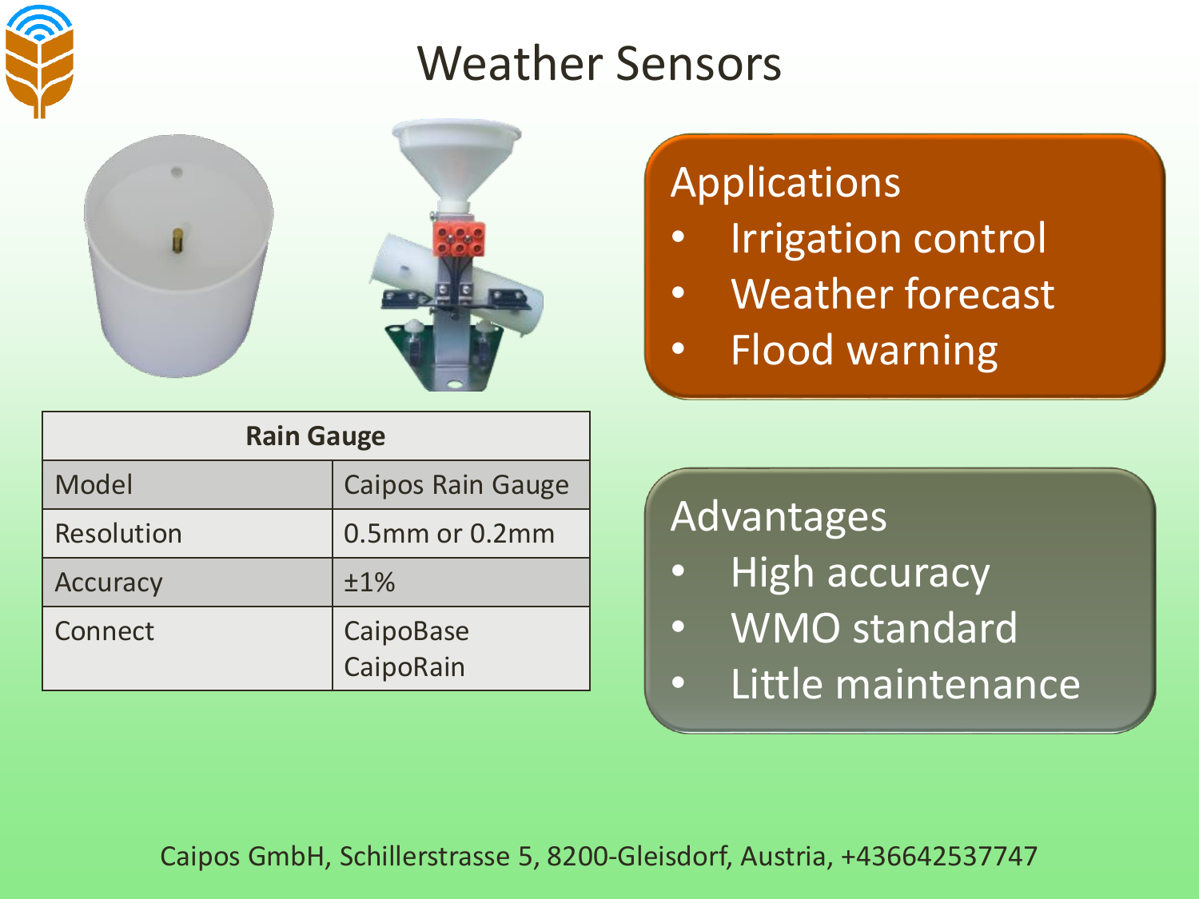# Weather Sensors

| Rain Gauge | |
|---|---|
| Model | Caipos Rain Gauge |
| Resolution | 0.5mm or 0.2mm |
| Accuracy | ±1% |
| Connect | CaipoBase<br>CaipoRain |

**Applications**

- Irrigation control
- Weather forecast
- Flood warning

**Advantages**

- High accuracy
- WMO standard
- Little maintenance

Caipos GmbH, Schillerstrasse 5, 8200-Gleisdorf, Austria, +436642537747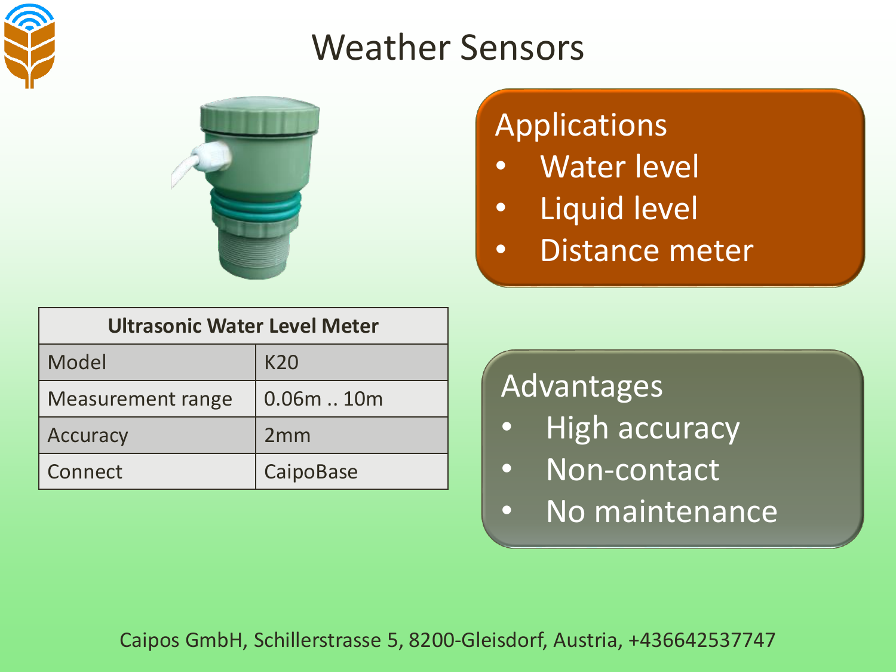# Weather Sensors

| Ultrasonic Water Level Meter | |
|---|---|
| Model | K20 |
| Measurement range | 0.06m .. 10m |
| Accuracy | 2mm |
| Connect | CaipoBase |

## Applications

- Water level
- Liquid level
- Distance meter

## Advantages

- High accuracy
- Non-contact
- No maintenance

Caipos GmbH, Schillerstrasse 5, 8200-Gleisdorf, Austria, +436642537747